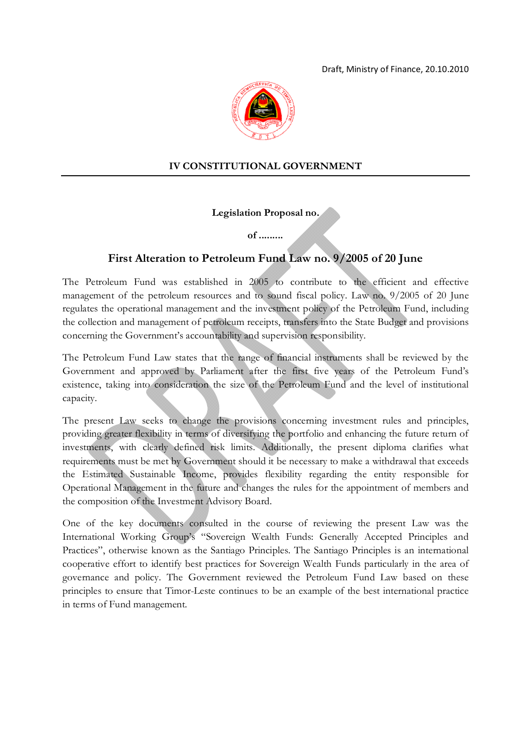Draft, Ministry of Finance, 20.10.2010

**IV CONSTITUTIONAL GOVERNMENT**

**Legislation Proposal no.**

**of .........**

# First Alteration to Petroleum Fund Law no. 9/2005 of 20 June

The Petroleum Fund was established in 2005 to contribute to the efficient and effective management of the petroleum resources and to sound fiscal policy. Law no. 9/2005 of 20 June regulates the operational management and the investment policy of the Petroleum Fund, including the collection and management of petroleum receipts, transfers into the State Budget and provisions concerning the Government's accountability and supervision responsibility.

The Petroleum Fund Law states that the range of financial instruments shall be reviewed by the Government and approved by Parliament after the first five years of the Petroleum Fund's existence, taking into consideration the size of the Petroleum Fund and the level of institutional capacity.

The present Law seeks to change the provisions concerning investment rules and principles, providing greater flexibility in terms of diversifying the portfolio and enhancing the future return of investments, with clearly defined risk limits. Additionally, the present diploma clarifies what requirements must be met by Government should it be necessary to make a withdrawal that exceeds the Estimated Sustainable Income, provides flexibility regarding the entity responsible for Operational Management in the future and changes the rules for the appointment of members and the composition of the Investment Advisory Board.

One of the key documents consulted in the course of reviewing the present Law was the International Working Group's "Sovereign Wealth Funds: Generally Accepted Principles and Practices", otherwise known as the Santiago Principles. The Santiago Principles is an international cooperative effort to identify best practices for Sovereign Wealth Funds particularly in the area of governance and policy. The Government reviewed the Petroleum Fund Law based on these principles to ensure that Timor-Leste continues to be an example of the best international practice in terms of Fund management.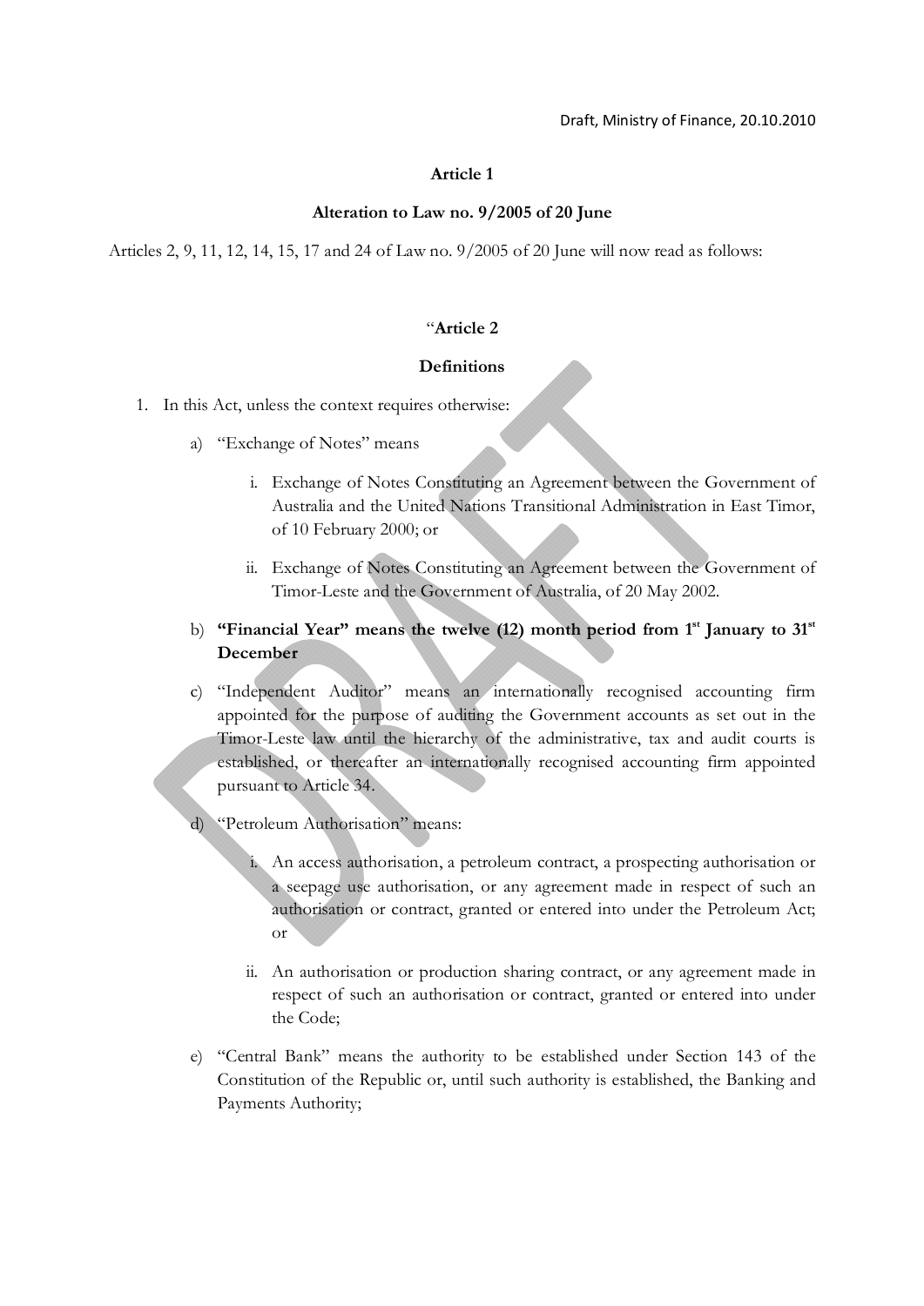Draft, Ministry of Finance, 20.10.2010

**Article 1**

**Alteration to Law no. 9/2005 of 20 June**

Articles 2, 9, 11, 12, 14, 15, 17 and 24 of Law no. 9/2005 of 20 June will now read as follows:

"**Article 2**

**Definitions**

1. In this Act, unless the context requires otherwise:

   a) "Exchange of Notes" means

      i. Exchange of Notes Constituting an Agreement between the Government of Australia and the United Nations Transitional Administration in East Timor, of 10 February 2000; or

      ii. Exchange of Notes Constituting an Agreement between the Government of Timor-Leste and the Government of Australia, of 20 May 2002.

   b) **"Financial Year" means the twelve (12) month period from 1st January to 31st December**

   c) "Independent Auditor" means an internationally recognised accounting firm appointed for the purpose of auditing the Government accounts as set out in the Timor-Leste law until the hierarchy of the administrative, tax and audit courts is established, or thereafter an internationally recognised accounting firm appointed pursuant to Article 34.

   d) "Petroleum Authorisation" means:

      i. An access authorisation, a petroleum contract, a prospecting authorisation or a seepage use authorisation, or any agreement made in respect of such an authorisation or contract, granted or entered into under the Petroleum Act; or

      ii. An authorisation or production sharing contract, or any agreement made in respect of such an authorisation or contract, granted or entered into under the Code;

   e) "Central Bank" means the authority to be established under Section 143 of the Constitution of the Republic or, until such authority is established, the Banking and Payments Authority;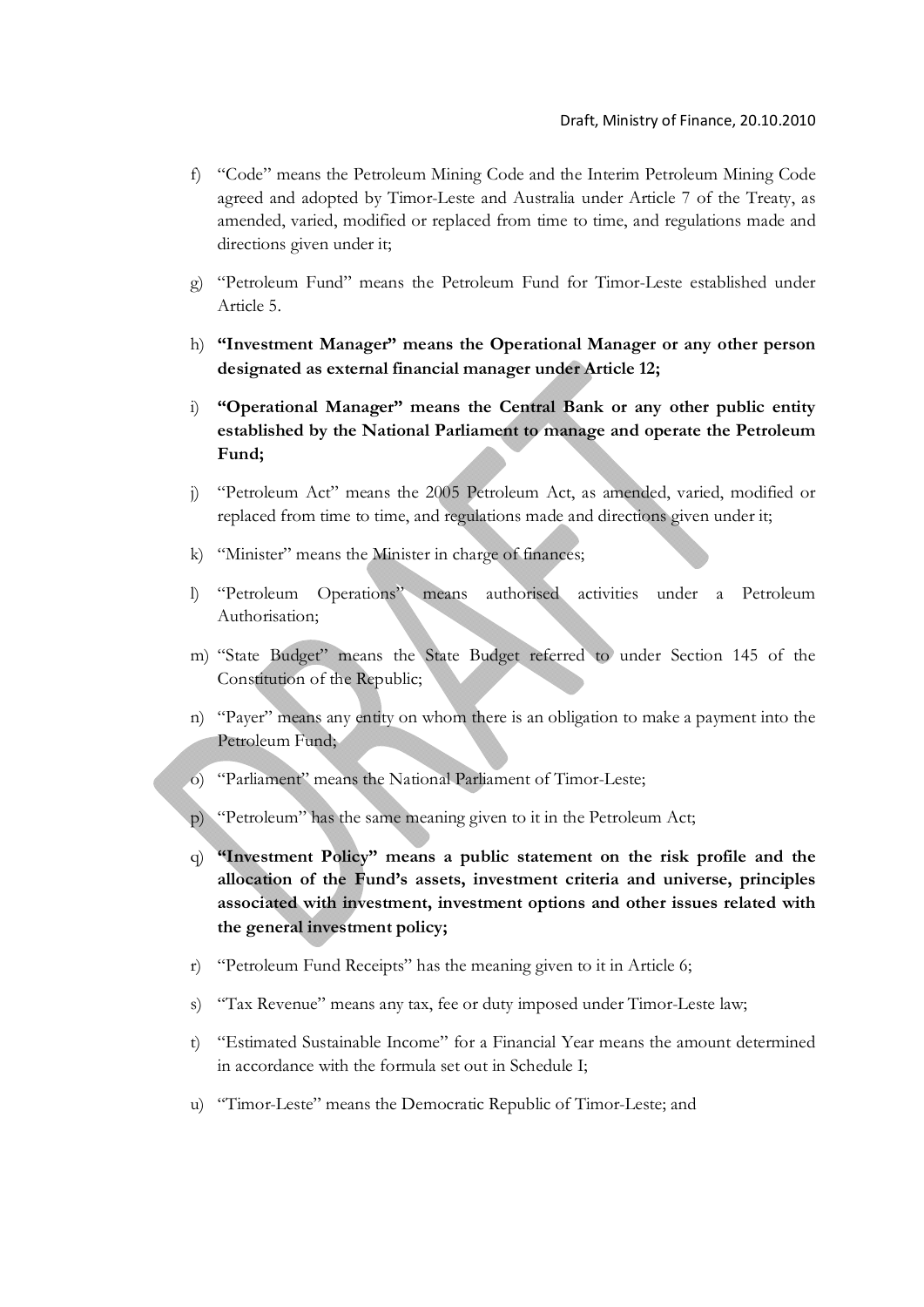f) "Code" means the Petroleum Mining Code and the Interim Petroleum Mining Code agreed and adopted by Timor-Leste and Australia under Article 7 of the Treaty, as amended, varied, modified or replaced from time to time, and regulations made and directions given under it;

g) "Petroleum Fund" means the Petroleum Fund for Timor-Leste established under Article 5.

h) **"Investment Manager" means the Operational Manager or any other person designated as external financial manager under Article 12;**

i) **"Operational Manager" means the Central Bank or any other public entity established by the National Parliament to manage and operate the Petroleum Fund;**

j) "Petroleum Act" means the 2005 Petroleum Act, as amended, varied, modified or replaced from time to time, and regulations made and directions given under it;

k) "Minister" means the Minister in charge of finances;

l) "Petroleum Operations" means authorised activities under a Petroleum Authorisation;

m) "State Budget" means the State Budget referred to under Section 145 of the Constitution of the Republic;

n) "Payer" means any entity on whom there is an obligation to make a payment into the Petroleum Fund;

o) "Parliament" means the National Parliament of Timor-Leste;

p) "Petroleum" has the same meaning given to it in the Petroleum Act;

q) **"Investment Policy" means a public statement on the risk profile and the allocation of the Fund's assets, investment criteria and universe, principles associated with investment, investment options and other issues related with the general investment policy;**

r) "Petroleum Fund Receipts" has the meaning given to it in Article 6;

s) "Tax Revenue" means any tax, fee or duty imposed under Timor-Leste law;

t) "Estimated Sustainable Income" for a Financial Year means the amount determined in accordance with the formula set out in Schedule I;

u) "Timor-Leste" means the Democratic Republic of Timor-Leste; and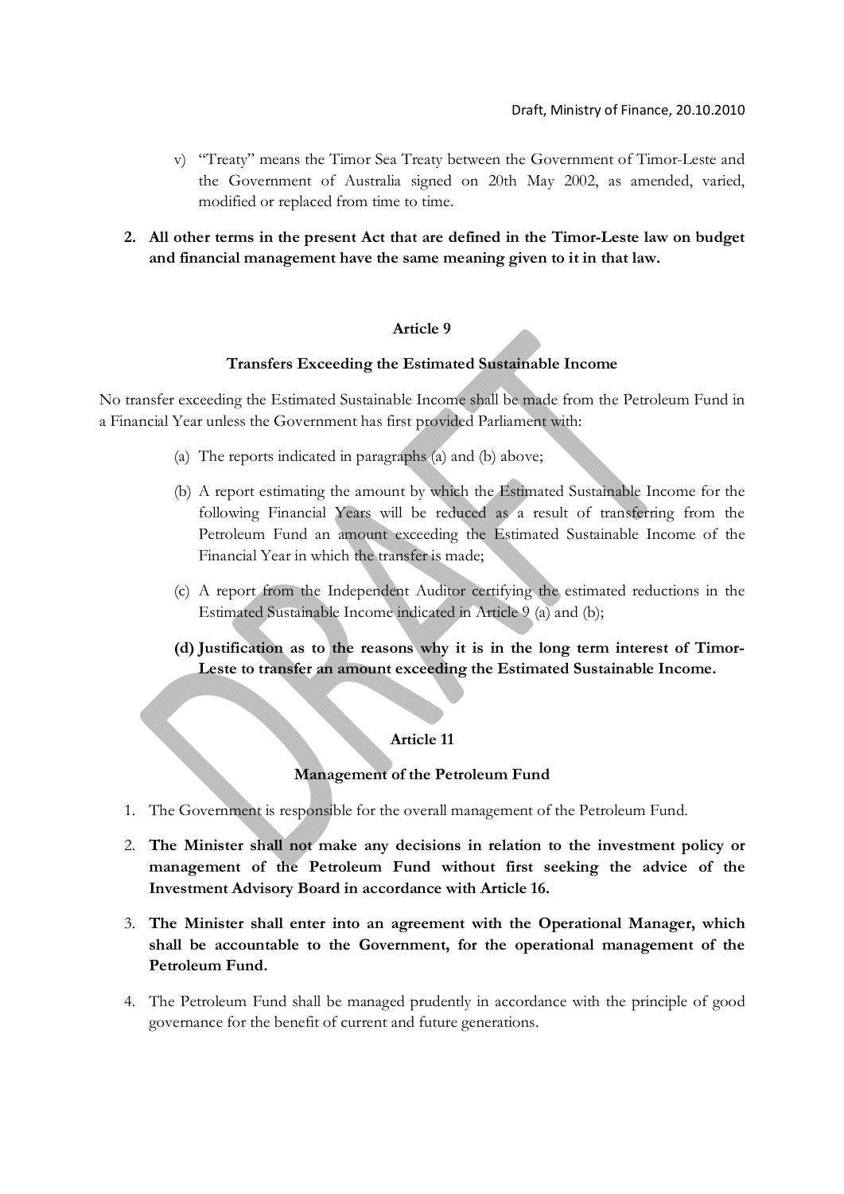v) "Treaty" means the Timor Sea Treaty between the Government of Timor-Leste and the Government of Australia signed on 20th May 2002, as amended, varied, modified or replaced from time to time.

**2. All other terms in the present Act that are defined in the Timor-Leste law on budget and financial management have the same meaning given to it in that law.**

### Article 9

### Transfers Exceeding the Estimated Sustainable Income

No transfer exceeding the Estimated Sustainable Income shall be made from the Petroleum Fund in a Financial Year unless the Government has first provided Parliament with:

(a) The reports indicated in paragraphs (a) and (b) above;

(b) A report estimating the amount by which the Estimated Sustainable Income for the following Financial Years will be reduced as a result of transferring from the Petroleum Fund an amount exceeding the Estimated Sustainable Income of the Financial Year in which the transfer is made;

(c) A report from the Independent Auditor certifying the estimated reductions in the Estimated Sustainable Income indicated in Article 9 (a) and (b);

**(d) Justification as to the reasons why it is in the long term interest of Timor-Leste to transfer an amount exceeding the Estimated Sustainable Income.**

### Article 11

### Management of the Petroleum Fund

1. The Government is responsible for the overall management of the Petroleum Fund.
2. **The Minister shall not make any decisions in relation to the investment policy or management of the Petroleum Fund without first seeking the advice of the Investment Advisory Board in accordance with Article 16.**
3. **The Minister shall enter into an agreement with the Operational Manager, which shall be accountable to the Government, for the operational management of the Petroleum Fund.**
4. The Petroleum Fund shall be managed prudently in accordance with the principle of good governance for the benefit of current and future generations.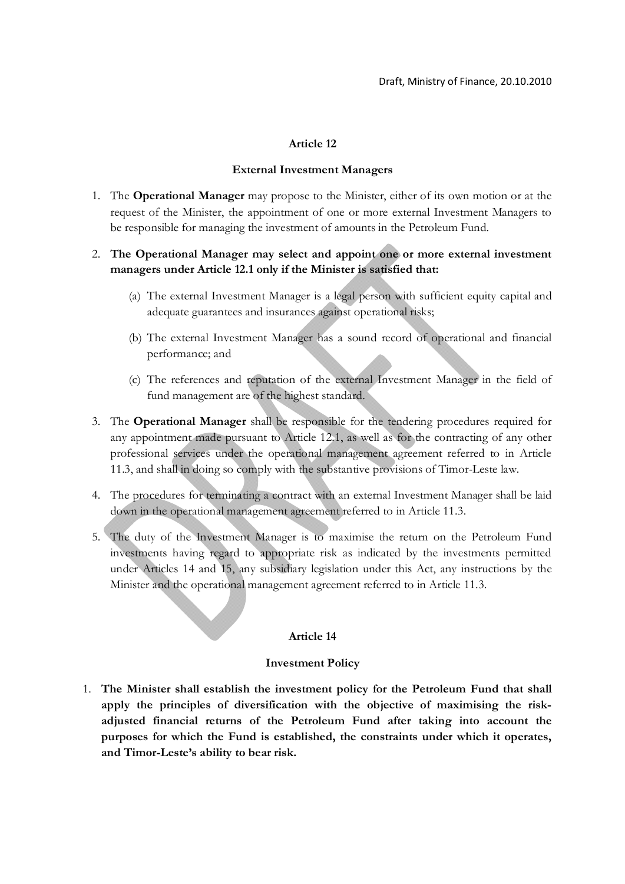**Article 12**

**External Investment Managers**

1. The **Operational Manager** may propose to the Minister, either of its own motion or at the request of the Minister, the appointment of one or more external Investment Managers to be responsible for managing the investment of amounts in the Petroleum Fund.

2. **The Operational Manager may select and appoint one or more external investment managers under Article 12.1 only if the Minister is satisfied that:**

   (a) The external Investment Manager is a legal person with sufficient equity capital and adequate guarantees and insurances against operational risks;

   (b) The external Investment Manager has a sound record of operational and financial performance; and

   (c) The references and reputation of the external Investment Manager in the field of fund management are of the highest standard.

3. The **Operational Manager** shall be responsible for the tendering procedures required for any appointment made pursuant to Article 12.1, as well as for the contracting of any other professional services under the operational management agreement referred to in Article 11.3, and shall in doing so comply with the substantive provisions of Timor-Leste law.

4. The procedures for terminating a contract with an external Investment Manager shall be laid down in the operational management agreement referred to in Article 11.3.

5. The duty of the Investment Manager is to maximise the return on the Petroleum Fund investments having regard to appropriate risk as indicated by the investments permitted under Articles 14 and 15, any subsidiary legislation under this Act, any instructions by the Minister and the operational management agreement referred to in Article 11.3.

**Article 14**

**Investment Policy**

1. **The Minister shall establish the investment policy for the Petroleum Fund that shall apply the principles of diversification with the objective of maximising the risk-adjusted financial returns of the Petroleum Fund after taking into account the purposes for which the Fund is established, the constraints under which it operates, and Timor-Leste's ability to bear risk.**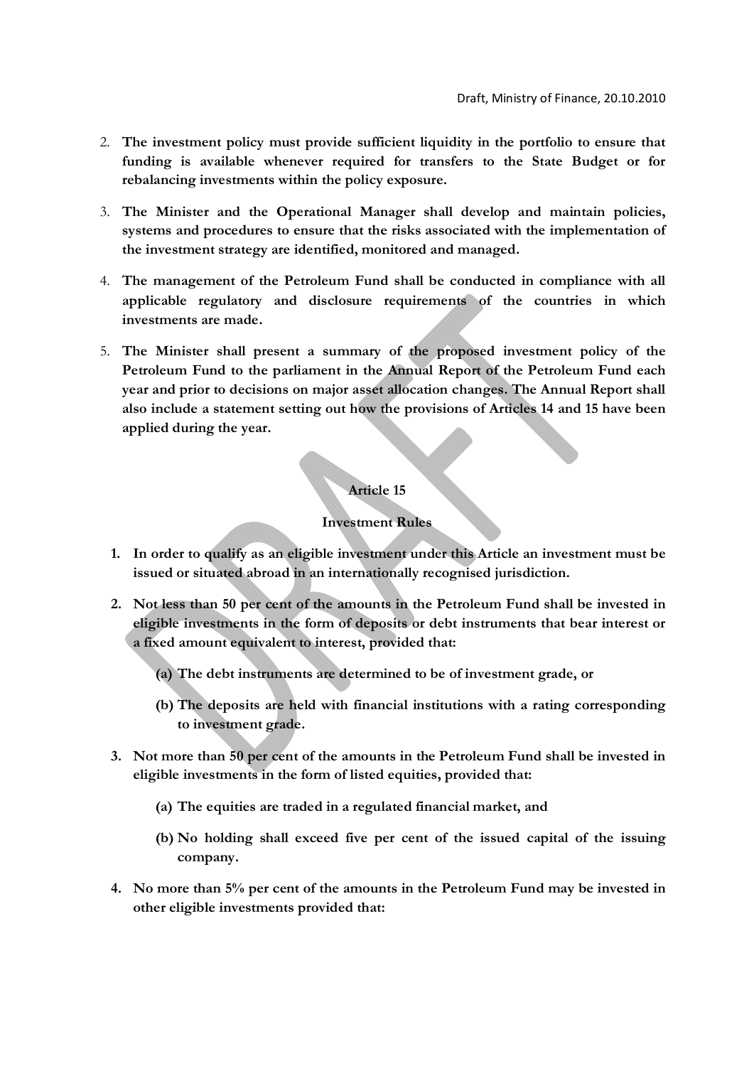2. **The investment policy must provide sufficient liquidity in the portfolio to ensure that funding is available whenever required for transfers to the State Budget or for rebalancing investments within the policy exposure.**

3. **The Minister and the Operational Manager shall develop and maintain policies, systems and procedures to ensure that the risks associated with the implementation of the investment strategy are identified, monitored and managed.**

4. **The management of the Petroleum Fund shall be conducted in compliance with all applicable regulatory and disclosure requirements of the countries in which investments are made.**

5. **The Minister shall present a summary of the proposed investment policy of the Petroleum Fund to the parliament in the Annual Report of the Petroleum Fund each year and prior to decisions on major asset allocation changes. The Annual Report shall also include a statement setting out how the provisions of Articles 14 and 15 have been applied during the year.**

### Article 15

### Investment Rules

1. **In order to qualify as an eligible investment under this Article an investment must be issued or situated abroad in an internationally recognised jurisdiction.**

2. **Not less than 50 per cent of the amounts in the Petroleum Fund shall be invested in eligible investments in the form of deposits or debt instruments that bear interest or a fixed amount equivalent to interest, provided that:**

   **(a) The debt instruments are determined to be of investment grade, or**

   **(b) The deposits are held with financial institutions with a rating corresponding to investment grade.**

3. **Not more than 50 per cent of the amounts in the Petroleum Fund shall be invested in eligible investments in the form of listed equities, provided that:**

   **(a) The equities are traded in a regulated financial market, and**

   **(b) No holding shall exceed five per cent of the issued capital of the issuing company.**

4. **No more than 5% per cent of the amounts in the Petroleum Fund may be invested in other eligible investments provided that:**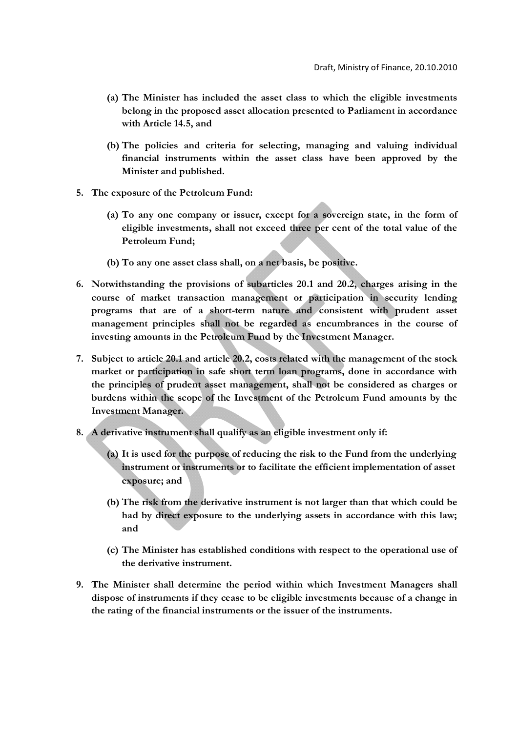**(a) The Minister has included the asset class to which the eligible investments belong in the proposed asset allocation presented to Parliament in accordance with Article 14.5, and**

**(b) The policies and criteria for selecting, managing and valuing individual financial instruments within the asset class have been approved by the Minister and published.**

**5. The exposure of the Petroleum Fund:**

**(a) To any one company or issuer, except for a sovereign state, in the form of eligible investments, shall not exceed three per cent of the total value of the Petroleum Fund;**

**(b) To any one asset class shall, on a net basis, be positive.**

**6. Notwithstanding the provisions of subarticles 20.1 and 20.2, charges arising in the course of market transaction management or participation in security lending programs that are of a short-term nature and consistent with prudent asset management principles shall not be regarded as encumbrances in the course of investing amounts in the Petroleum Fund by the Investment Manager.**

**7. Subject to article 20.1 and article 20.2, costs related with the management of the stock market or participation in safe short term loan programs, done in accordance with the principles of prudent asset management, shall not be considered as charges or burdens within the scope of the Investment of the Petroleum Fund amounts by the Investment Manager.**

**8. A derivative instrument shall qualify as an eligible investment only if:**

**(a) It is used for the purpose of reducing the risk to the Fund from the underlying instrument or instruments or to facilitate the efficient implementation of asset exposure; and**

**(b) The risk from the derivative instrument is not larger than that which could be had by direct exposure to the underlying assets in accordance with this law; and**

**(c) The Minister has established conditions with respect to the operational use of the derivative instrument.**

**9. The Minister shall determine the period within which Investment Managers shall dispose of instruments if they cease to be eligible investments because of a change in the rating of the financial instruments or the issuer of the instruments.**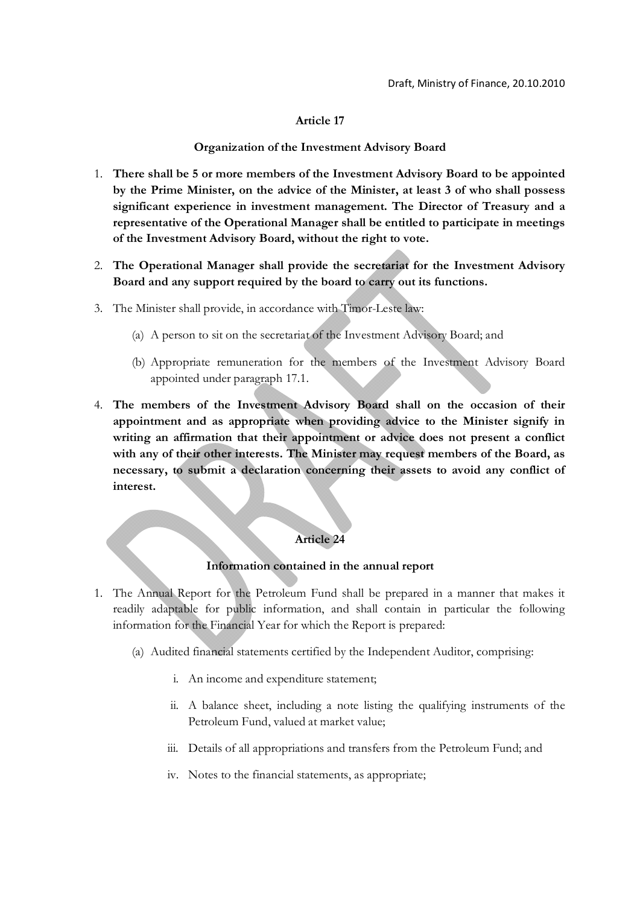Draft, Ministry of Finance, 20.10.2010

**Article 17**

**Organization of the Investment Advisory Board**

1. **There shall be 5 or more members of the Investment Advisory Board to be appointed by the Prime Minister, on the advice of the Minister, at least 3 of who shall possess significant experience in investment management. The Director of Treasury and a representative of the Operational Manager shall be entitled to participate in meetings of the Investment Advisory Board, without the right to vote.**

2. **The Operational Manager shall provide the secretariat for the Investment Advisory Board and any support required by the board to carry out its functions.**

3. The Minister shall provide, in accordance with Timor-Leste law:

   (a) A person to sit on the secretariat of the Investment Advisory Board; and

   (b) Appropriate remuneration for the members of the Investment Advisory Board appointed under paragraph 17.1.

4. **The members of the Investment Advisory Board shall on the occasion of their appointment and as appropriate when providing advice to the Minister signify in writing an affirmation that their appointment or advice does not present a conflict with any of their other interests. The Minister may request members of the Board, as necessary, to submit a declaration concerning their assets to avoid any conflict of interest.**

**Article 24**

**Information contained in the annual report**

1. The Annual Report for the Petroleum Fund shall be prepared in a manner that makes it readily adaptable for public information, and shall contain in particular the following information for the Financial Year for which the Report is prepared:

   (a) Audited financial statements certified by the Independent Auditor, comprising:

      i. An income and expenditure statement;

      ii. A balance sheet, including a note listing the qualifying instruments of the Petroleum Fund, valued at market value;

      iii. Details of all appropriations and transfers from the Petroleum Fund; and

      iv. Notes to the financial statements, as appropriate;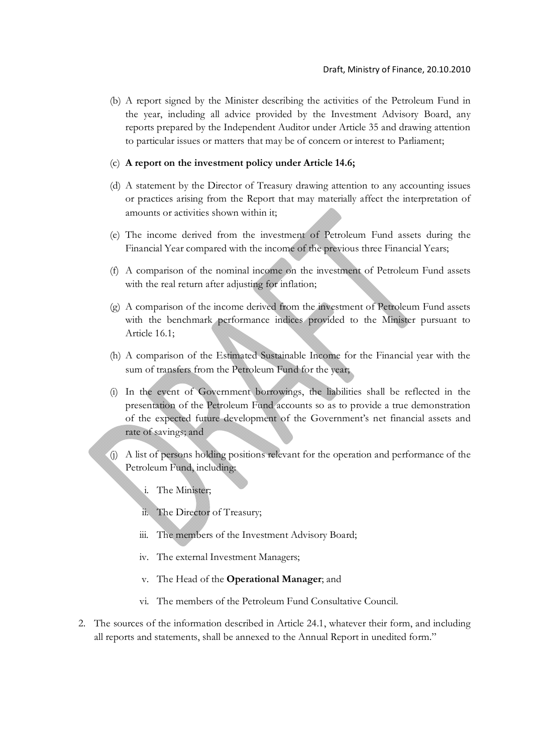(b) A report signed by the Minister describing the activities of the Petroleum Fund in the year, including all advice provided by the Investment Advisory Board, any reports prepared by the Independent Auditor under Article 35 and drawing attention to particular issues or matters that may be of concern or interest to Parliament;

(c) **A report on the investment policy under Article 14.6;**

(d) A statement by the Director of Treasury drawing attention to any accounting issues or practices arising from the Report that may materially affect the interpretation of amounts or activities shown within it;

(e) The income derived from the investment of Petroleum Fund assets during the Financial Year compared with the income of the previous three Financial Years;

(f) A comparison of the nominal income on the investment of Petroleum Fund assets with the real return after adjusting for inflation;

(g) A comparison of the income derived from the investment of Petroleum Fund assets with the benchmark performance indices provided to the Minister pursuant to Article 16.1;

(h) A comparison of the Estimated Sustainable Income for the Financial year with the sum of transfers from the Petroleum Fund for the year;

(i) In the event of Government borrowings, the liabilities shall be reflected in the presentation of the Petroleum Fund accounts so as to provide a true demonstration of the expected future development of the Government's net financial assets and rate of savings; and

(j) A list of persons holding positions relevant for the operation and performance of the Petroleum Fund, including:

   i. The Minister;

   ii. The Director of Treasury;

   iii. The members of the Investment Advisory Board;

   iv. The external Investment Managers;

   v. The Head of the **Operational Manager**; and

   vi. The members of the Petroleum Fund Consultative Council.

2. The sources of the information described in Article 24.1, whatever their form, and including all reports and statements, shall be annexed to the Annual Report in unedited form."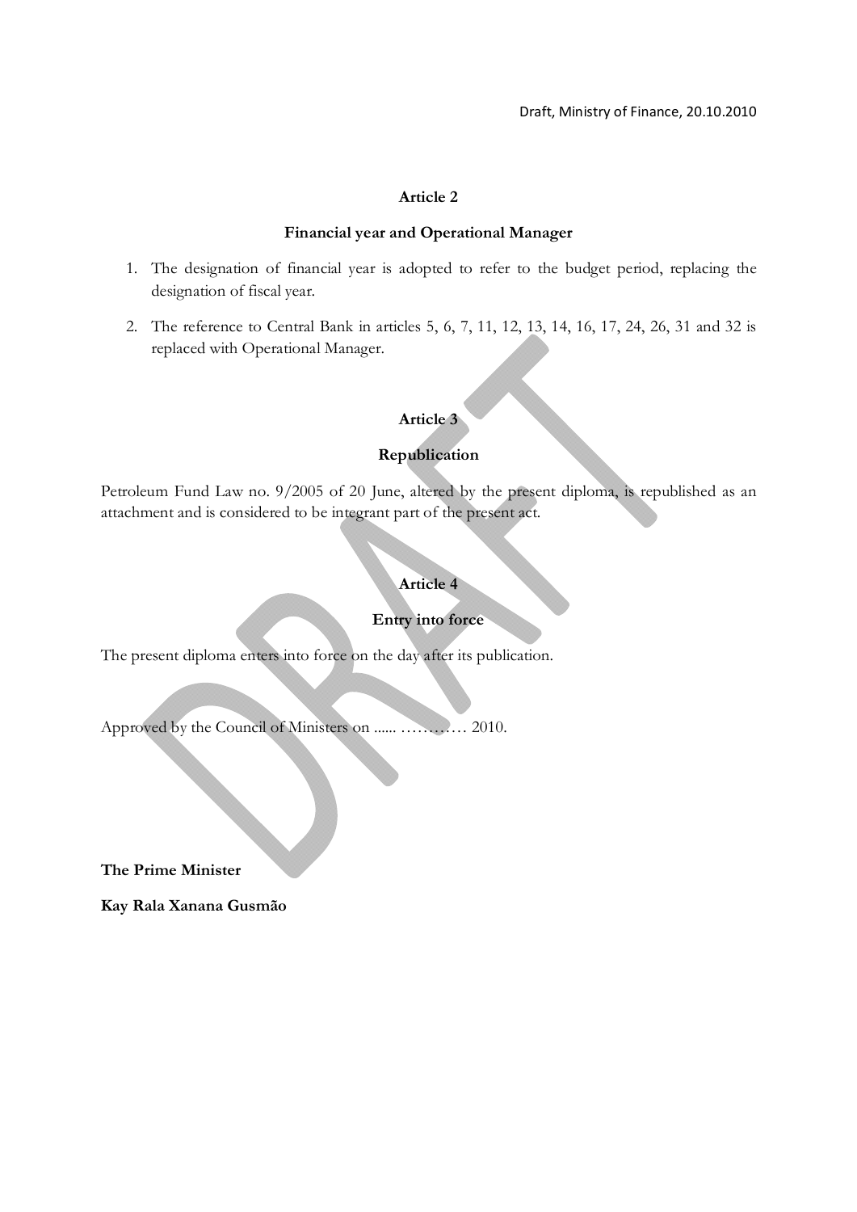Draft, Ministry of Finance, 20.10.2010

### Article 2

### Financial year and Operational Manager

1. The designation of financial year is adopted to refer to the budget period, replacing the designation of fiscal year.
2. The reference to Central Bank in articles 5, 6, 7, 11, 12, 13, 14, 16, 17, 24, 26, 31 and 32 is replaced with Operational Manager.

### Article 3

### Republication

Petroleum Fund Law no. 9/2005 of 20 June, altered by the present diploma, is republished as an attachment and is considered to be integrant part of the present act.

### Article 4

### Entry into force

The present diploma enters into force on the day after its publication.

Approved by the Council of Ministers on ...... ………… 2010.

**The Prime Minister**

**Kay Rala Xanana Gusmão**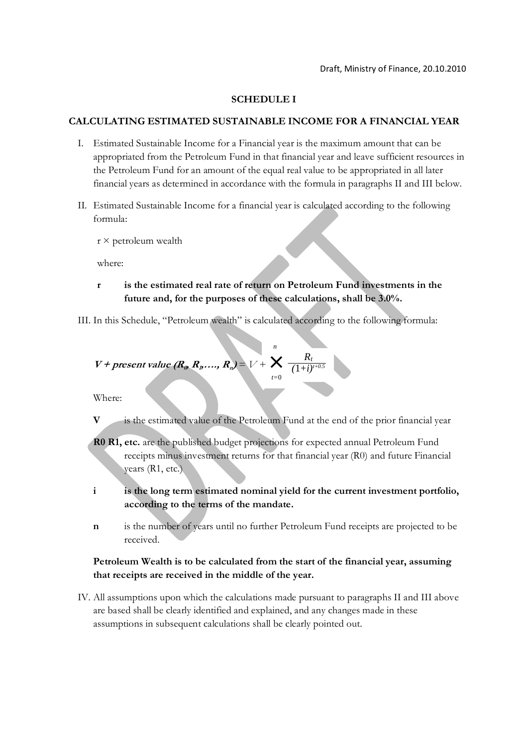Draft, Ministry of Finance, 20.10.2010

## SCHEDULE I

### CALCULATING ESTIMATED SUSTAINABLE INCOME FOR A FINANCIAL YEAR

I. Estimated Sustainable Income for a Financial year is the maximum amount that can be appropriated from the Petroleum Fund in that financial year and leave sufficient resources in the Petroleum Fund for an amount of the equal real value to be appropriated in all later financial years as determined in accordance with the formula in paragraphs II and III below.

II. Estimated Sustainable Income for a financial year is calculated according to the following formula:

   r × petroleum wealth

   where:

   **r** **is the estimated real rate of return on Petroleum Fund investments in the future and, for the purposes of these calculations, shall be 3.0%.**

III. In this Schedule, "Petroleum wealth" is calculated according to the following formula:

$$\textbf{\textit{V + present value }}(R_0, R_1, \ldots, R_n) = V + \sum_{t=0}^{n} \frac{R_t}{(1+i)^{t+0.5}}$$

   Where:

   **V** is the estimated value of the Petroleum Fund at the end of the prior financial year

   **R0 R1, etc.** are the published budget projections for expected annual Petroleum Fund receipts minus investment returns for that financial year (R0) and future Financial years (R1, etc.)

   **i** **is the long term estimated nominal yield for the current investment portfolio, according to the terms of the mandate.**

   **n** is the number of years until no further Petroleum Fund receipts are projected to be received.

   **Petroleum Wealth is to be calculated from the start of the financial year, assuming that receipts are received in the middle of the year.**

IV. All assumptions upon which the calculations made pursuant to paragraphs II and III above are based shall be clearly identified and explained, and any changes made in these assumptions in subsequent calculations shall be clearly pointed out.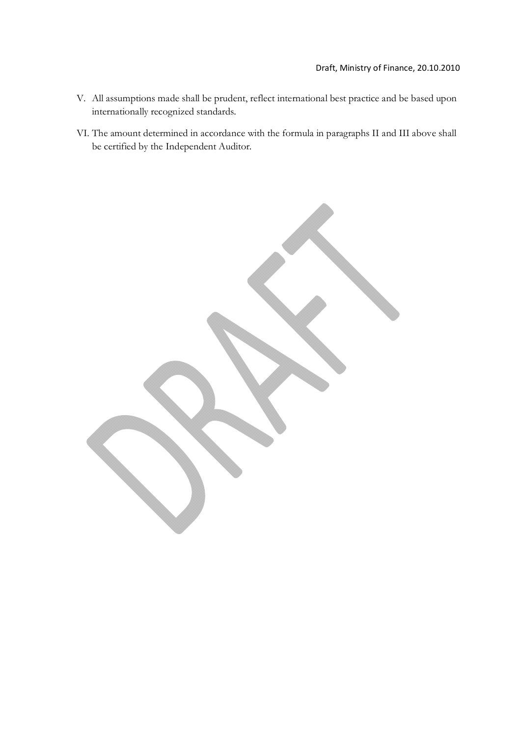V. All assumptions made shall be prudent, reflect international best practice and be based upon internationally recognized standards.

VI. The amount determined in accordance with the formula in paragraphs II and III above shall be certified by the Independent Auditor.